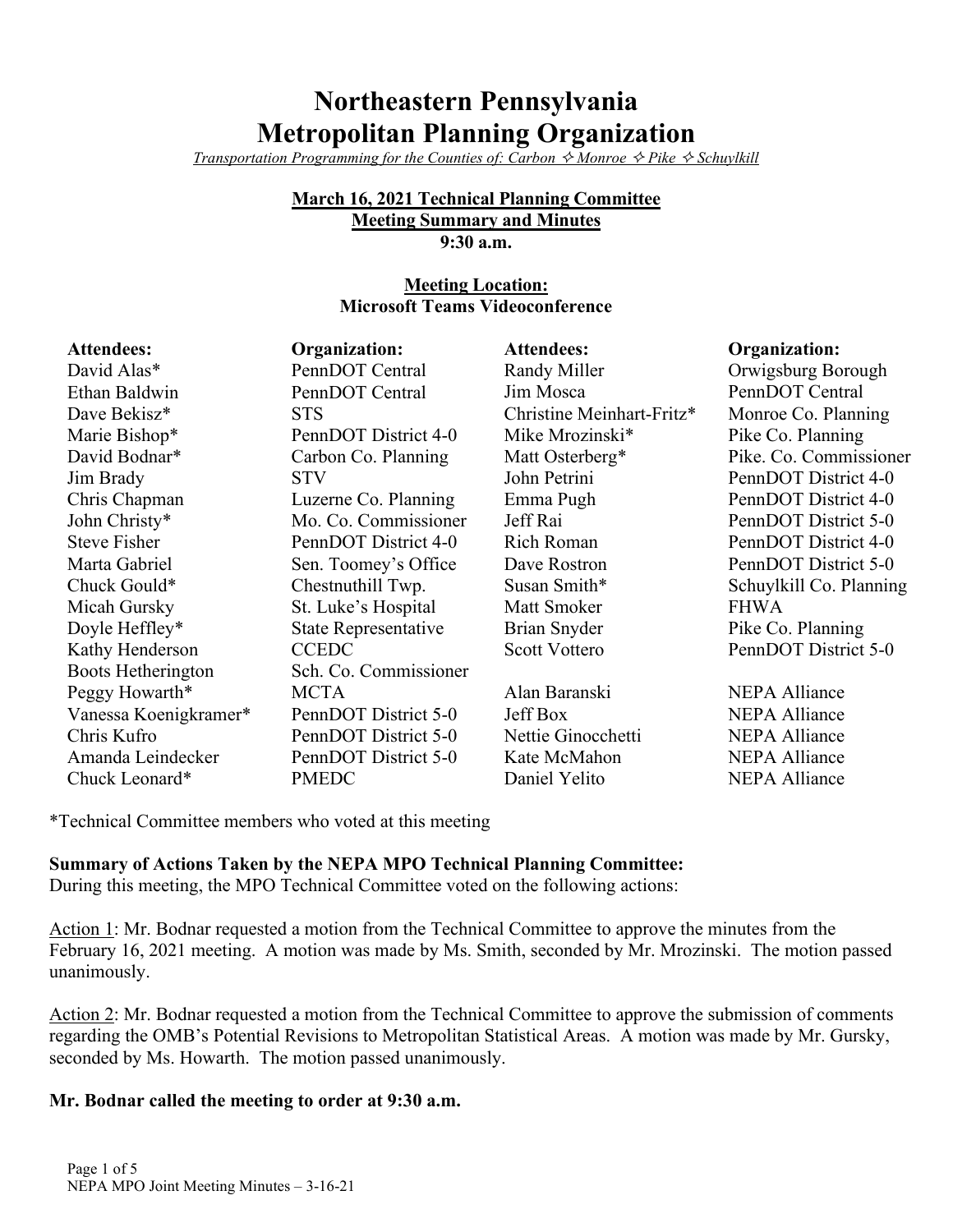# Northeastern Pennsylvania Metropolitan Planning Organization

*Transportation Programming for the Counties of: Carbon ✧ Monroe ✧ Pike ✧ Schuylkill*

**March 16, 2021 Technical Planning Committee**
**Meeting Summary and Minutes**
**9:30 a.m.**

**Meeting Location:**
**Microsoft Teams Videoconference**

| Attendees: | Organization: | Attendees: | Organization: |
|---|---|---|---|
| David Alas* | PennDOT Central | Randy Miller | Orwigsburg Borough |
| Ethan Baldwin | PennDOT Central | Jim Mosca | PennDOT Central |
| Dave Bekisz* | STS | Christine Meinhart-Fritz* | Monroe Co. Planning |
| Marie Bishop* | PennDOT District 4-0 | Mike Mrozinski* | Pike Co. Planning |
| David Bodnar* | Carbon Co. Planning | Matt Osterberg* | Pike. Co. Commissioner |
| Jim Brady | STV | John Petrini | PennDOT District 4-0 |
| Chris Chapman | Luzerne Co. Planning | Emma Pugh | PennDOT District 4-0 |
| John Christy* | Mo. Co. Commissioner | Jeff Rai | PennDOT District 5-0 |
| Steve Fisher | PennDOT District 4-0 | Rich Roman | PennDOT District 4-0 |
| Marta Gabriel | Sen. Toomey's Office | Dave Rostron | PennDOT District 5-0 |
| Chuck Gould* | Chestnuthill Twp. | Susan Smith* | Schuylkill Co. Planning |
| Micah Gursky | St. Luke's Hospital | Matt Smoker | FHWA |
| Doyle Heffley* | State Representative | Brian Snyder | Pike Co. Planning |
| Kathy Henderson | CCEDC | Scott Vottero | PennDOT District 5-0 |
| Boots Hetherington | Sch. Co. Commissioner | | |
| Peggy Howarth* | MCTA | Alan Baranski | NEPA Alliance |
| Vanessa Koenigkramer* | PennDOT District 5-0 | Jeff Box | NEPA Alliance |
| Chris Kufro | PennDOT District 5-0 | Nettie Ginocchetti | NEPA Alliance |
| Amanda Leindecker | PennDOT District 5-0 | Kate McMahon | NEPA Alliance |
| Chuck Leonard* | PMEDC | Daniel Yelito | NEPA Alliance |

*Technical Committee members who voted at this meeting

**Summary of Actions Taken by the NEPA MPO Technical Planning Committee:**
During this meeting, the MPO Technical Committee voted on the following actions:

<u>Action 1</u>: Mr. Bodnar requested a motion from the Technical Committee to approve the minutes from the February 16, 2021 meeting. A motion was made by Ms. Smith, seconded by Mr. Mrozinski. The motion passed unanimously.

<u>Action 2</u>: Mr. Bodnar requested a motion from the Technical Committee to approve the submission of comments regarding the OMB's Potential Revisions to Metropolitan Statistical Areas. A motion was made by Mr. Gursky, seconded by Ms. Howarth. The motion passed unanimously.

**Mr. Bodnar called the meeting to order at 9:30 a.m.**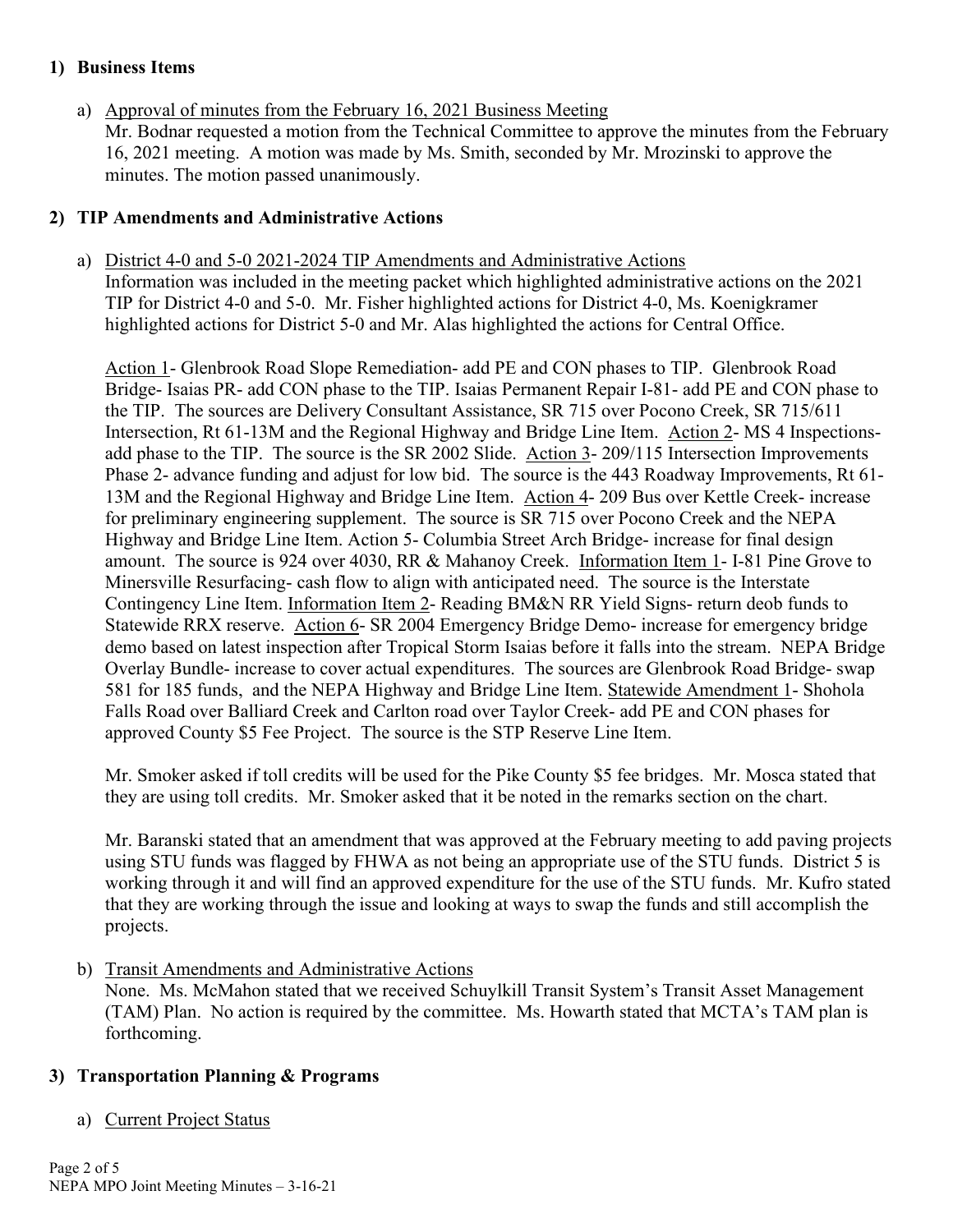## 1) Business Items

a) Approval of minutes from the February 16, 2021 Business Meeting
Mr. Bodnar requested a motion from the Technical Committee to approve the minutes from the February 16, 2021 meeting. A motion was made by Ms. Smith, seconded by Mr. Mrozinski to approve the minutes. The motion passed unanimously.

## 2) TIP Amendments and Administrative Actions

a) District 4-0 and 5-0 2021-2024 TIP Amendments and Administrative Actions
Information was included in the meeting packet which highlighted administrative actions on the 2021 TIP for District 4-0 and 5-0. Mr. Fisher highlighted actions for District 4-0, Ms. Koenigkramer highlighted actions for District 5-0 and Mr. Alas highlighted the actions for Central Office.

Action 1- Glenbrook Road Slope Remediation- add PE and CON phases to TIP. Glenbrook Road Bridge- Isaias PR- add CON phase to the TIP. Isaias Permanent Repair I-81- add PE and CON phase to the TIP. The sources are Delivery Consultant Assistance, SR 715 over Pocono Creek, SR 715/611 Intersection, Rt 61-13M and the Regional Highway and Bridge Line Item. Action 2- MS 4 Inspections- add phase to the TIP. The source is the SR 2002 Slide. Action 3- 209/115 Intersection Improvements Phase 2- advance funding and adjust for low bid. The source is the 443 Roadway Improvements, Rt 61-13M and the Regional Highway and Bridge Line Item. Action 4- 209 Bus over Kettle Creek- increase for preliminary engineering supplement. The source is SR 715 over Pocono Creek and the NEPA Highway and Bridge Line Item. Action 5- Columbia Street Arch Bridge- increase for final design amount. The source is 924 over 4030, RR & Mahanoy Creek. Information Item 1- I-81 Pine Grove to Minersville Resurfacing- cash flow to align with anticipated need. The source is the Interstate Contingency Line Item. Information Item 2- Reading BM&N RR Yield Signs- return deob funds to Statewide RRX reserve. Action 6- SR 2004 Emergency Bridge Demo- increase for emergency bridge demo based on latest inspection after Tropical Storm Isaias before it falls into the stream. NEPA Bridge Overlay Bundle- increase to cover actual expenditures. The sources are Glenbrook Road Bridge- swap 581 for 185 funds, and the NEPA Highway and Bridge Line Item. Statewide Amendment 1- Shohola Falls Road over Balliard Creek and Carlton road over Taylor Creek- add PE and CON phases for approved County $5 Fee Project. The source is the STP Reserve Line Item.

Mr. Smoker asked if toll credits will be used for the Pike County $5 fee bridges. Mr. Mosca stated that they are using toll credits. Mr. Smoker asked that it be noted in the remarks section on the chart.

Mr. Baranski stated that an amendment that was approved at the February meeting to add paving projects using STU funds was flagged by FHWA as not being an appropriate use of the STU funds. District 5 is working through it and will find an approved expenditure for the use of the STU funds. Mr. Kufro stated that they are working through the issue and looking at ways to swap the funds and still accomplish the projects.

b) Transit Amendments and Administrative Actions
None. Ms. McMahon stated that we received Schuylkill Transit System's Transit Asset Management (TAM) Plan. No action is required by the committee. Ms. Howarth stated that MCTA's TAM plan is forthcoming.

## 3) Transportation Planning & Programs

a) Current Project Status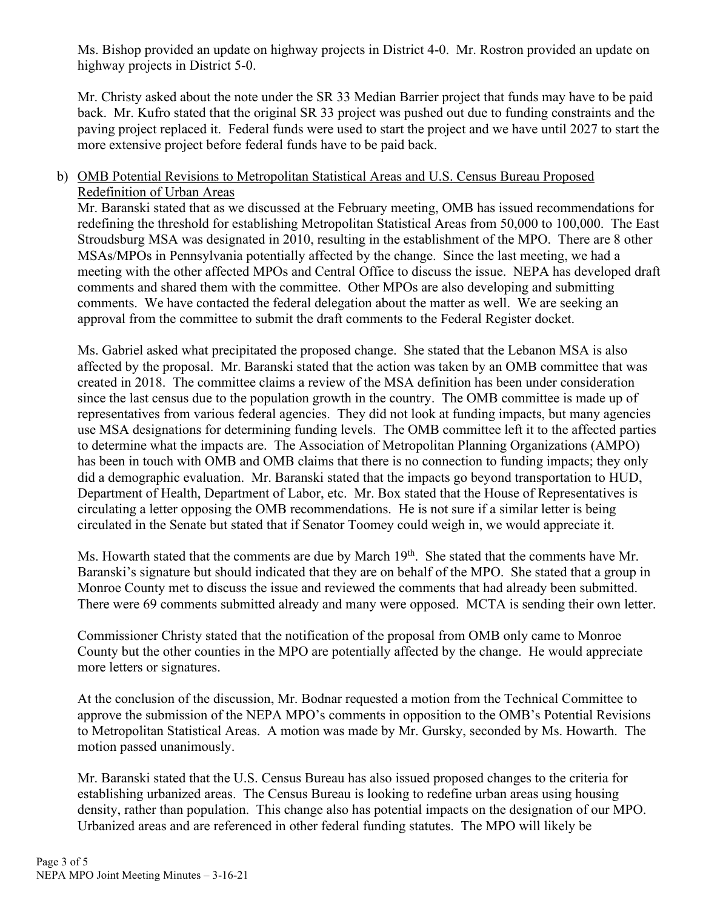Ms. Bishop provided an update on highway projects in District 4-0. Mr. Rostron provided an update on highway projects in District 5-0.

Mr. Christy asked about the note under the SR 33 Median Barrier project that funds may have to be paid back. Mr. Kufro stated that the original SR 33 project was pushed out due to funding constraints and the paving project replaced it. Federal funds were used to start the project and we have until 2027 to start the more extensive project before federal funds have to be paid back.

b) <u>OMB Potential Revisions to Metropolitan Statistical Areas and U.S. Census Bureau Proposed Redefinition of Urban Areas</u>

Mr. Baranski stated that as we discussed at the February meeting, OMB has issued recommendations for redefining the threshold for establishing Metropolitan Statistical Areas from 50,000 to 100,000. The East Stroudsburg MSA was designated in 2010, resulting in the establishment of the MPO. There are 8 other MSAs/MPOs in Pennsylvania potentially affected by the change. Since the last meeting, we had a meeting with the other affected MPOs and Central Office to discuss the issue. NEPA has developed draft comments and shared them with the committee. Other MPOs are also developing and submitting comments. We have contacted the federal delegation about the matter as well. We are seeking an approval from the committee to submit the draft comments to the Federal Register docket.

Ms. Gabriel asked what precipitated the proposed change. She stated that the Lebanon MSA is also affected by the proposal. Mr. Baranski stated that the action was taken by an OMB committee that was created in 2018. The committee claims a review of the MSA definition has been under consideration since the last census due to the population growth in the country. The OMB committee is made up of representatives from various federal agencies. They did not look at funding impacts, but many agencies use MSA designations for determining funding levels. The OMB committee left it to the affected parties to determine what the impacts are. The Association of Metropolitan Planning Organizations (AMPO) has been in touch with OMB and OMB claims that there is no connection to funding impacts; they only did a demographic evaluation. Mr. Baranski stated that the impacts go beyond transportation to HUD, Department of Health, Department of Labor, etc. Mr. Box stated that the House of Representatives is circulating a letter opposing the OMB recommendations. He is not sure if a similar letter is being circulated in the Senate but stated that if Senator Toomey could weigh in, we would appreciate it.

Ms. Howarth stated that the comments are due by March 19th. She stated that the comments have Mr. Baranski's signature but should indicated that they are on behalf of the MPO. She stated that a group in Monroe County met to discuss the issue and reviewed the comments that had already been submitted. There were 69 comments submitted already and many were opposed. MCTA is sending their own letter.

Commissioner Christy stated that the notification of the proposal from OMB only came to Monroe County but the other counties in the MPO are potentially affected by the change. He would appreciate more letters or signatures.

At the conclusion of the discussion, Mr. Bodnar requested a motion from the Technical Committee to approve the submission of the NEPA MPO's comments in opposition to the OMB's Potential Revisions to Metropolitan Statistical Areas. A motion was made by Mr. Gursky, seconded by Ms. Howarth. The motion passed unanimously.

Mr. Baranski stated that the U.S. Census Bureau has also issued proposed changes to the criteria for establishing urbanized areas. The Census Bureau is looking to redefine urban areas using housing density, rather than population. This change also has potential impacts on the designation of our MPO. Urbanized areas and are referenced in other federal funding statutes. The MPO will likely be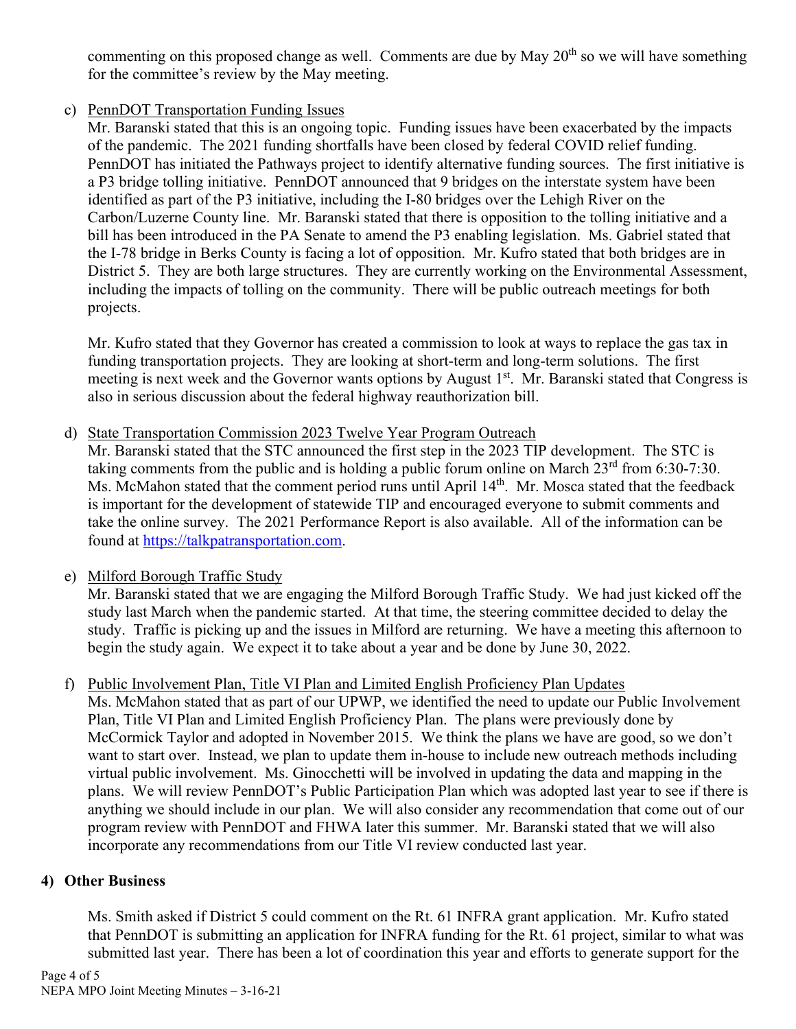commenting on this proposed change as well. Comments are due by May 20th so we will have something for the committee's review by the May meeting.

c) <u>PennDOT Transportation Funding Issues</u>

Mr. Baranski stated that this is an ongoing topic. Funding issues have been exacerbated by the impacts of the pandemic. The 2021 funding shortfalls have been closed by federal COVID relief funding. PennDOT has initiated the Pathways project to identify alternative funding sources. The first initiative is a P3 bridge tolling initiative. PennDOT announced that 9 bridges on the interstate system have been identified as part of the P3 initiative, including the I-80 bridges over the Lehigh River on the Carbon/Luzerne County line. Mr. Baranski stated that there is opposition to the tolling initiative and a bill has been introduced in the PA Senate to amend the P3 enabling legislation. Ms. Gabriel stated that the I-78 bridge in Berks County is facing a lot of opposition. Mr. Kufro stated that both bridges are in District 5. They are both large structures. They are currently working on the Environmental Assessment, including the impacts of tolling on the community. There will be public outreach meetings for both projects.

Mr. Kufro stated that they Governor has created a commission to look at ways to replace the gas tax in funding transportation projects. They are looking at short-term and long-term solutions. The first meeting is next week and the Governor wants options by August 1st. Mr. Baranski stated that Congress is also in serious discussion about the federal highway reauthorization bill.

d) <u>State Transportation Commission 2023 Twelve Year Program Outreach</u>

Mr. Baranski stated that the STC announced the first step in the 2023 TIP development. The STC is taking comments from the public and is holding a public forum online on March 23rd from 6:30-7:30. Ms. McMahon stated that the comment period runs until April 14th. Mr. Mosca stated that the feedback is important for the development of statewide TIP and encouraged everyone to submit comments and take the online survey. The 2021 Performance Report is also available. All of the information can be found at https://talkpatransportation.com.

e) <u>Milford Borough Traffic Study</u>

Mr. Baranski stated that we are engaging the Milford Borough Traffic Study. We had just kicked off the study last March when the pandemic started. At that time, the steering committee decided to delay the study. Traffic is picking up and the issues in Milford are returning. We have a meeting this afternoon to begin the study again. We expect it to take about a year and be done by June 30, 2022.

f) <u>Public Involvement Plan, Title VI Plan and Limited English Proficiency Plan Updates</u>

Ms. McMahon stated that as part of our UPWP, we identified the need to update our Public Involvement Plan, Title VI Plan and Limited English Proficiency Plan. The plans were previously done by McCormick Taylor and adopted in November 2015. We think the plans we have are good, so we don't want to start over. Instead, we plan to update them in-house to include new outreach methods including virtual public involvement. Ms. Ginocchetti will be involved in updating the data and mapping in the plans. We will review PennDOT's Public Participation Plan which was adopted last year to see if there is anything we should include in our plan. We will also consider any recommendation that come out of our program review with PennDOT and FHWA later this summer. Mr. Baranski stated that we will also incorporate any recommendations from our Title VI review conducted last year.

## 4) Other Business

Ms. Smith asked if District 5 could comment on the Rt. 61 INFRA grant application. Mr. Kufro stated that PennDOT is submitting an application for INFRA funding for the Rt. 61 project, similar to what was submitted last year. There has been a lot of coordination this year and efforts to generate support for the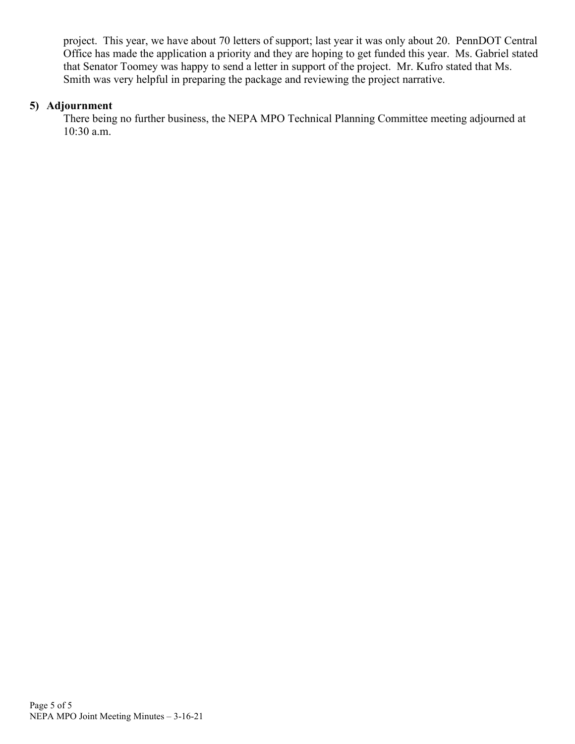project. This year, we have about 70 letters of support; last year it was only about 20. PennDOT Central Office has made the application a priority and they are hoping to get funded this year. Ms. Gabriel stated that Senator Toomey was happy to send a letter in support of the project. Mr. Kufro stated that Ms. Smith was very helpful in preparing the package and reviewing the project narrative.

**5) Adjournment**

There being no further business, the NEPA MPO Technical Planning Committee meeting adjourned at 10:30 a.m.